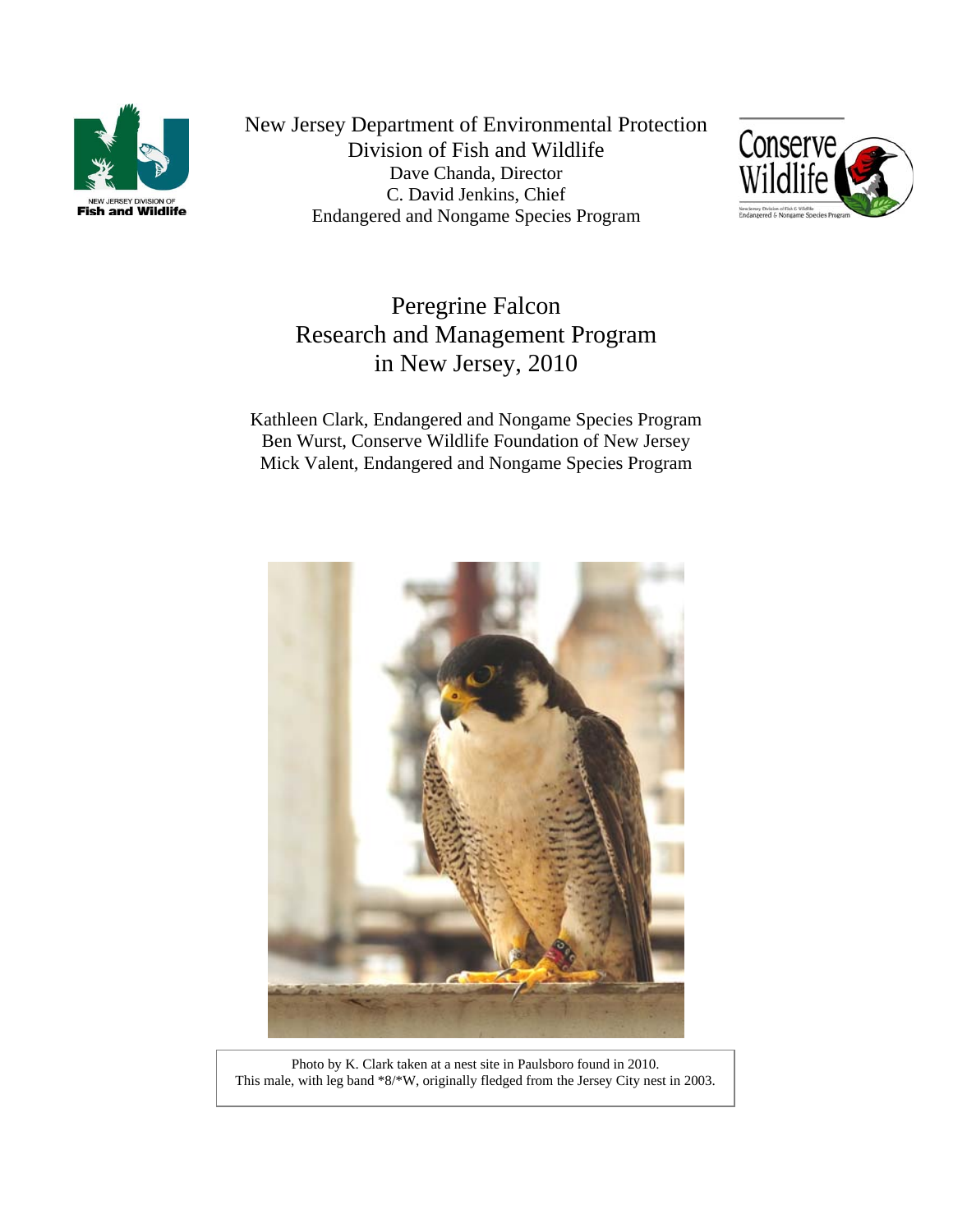New Jersey Department of Environmental Protection
Division of Fish and Wildlife
Dave Chanda, Director
C. David Jenkins, Chief
Endangered and Nongame Species Program

# Peregrine Falcon Research and Management Program in New Jersey, 2010

Kathleen Clark, Endangered and Nongame Species Program
Ben Wurst, Conserve Wildlife Foundation of New Jersey
Mick Valent, Endangered and Nongame Species Program

Photo by K. Clark taken at a nest site in Paulsboro found in 2010.
This male, with leg band *8/*W, originally fledged from the Jersey City nest in 2003.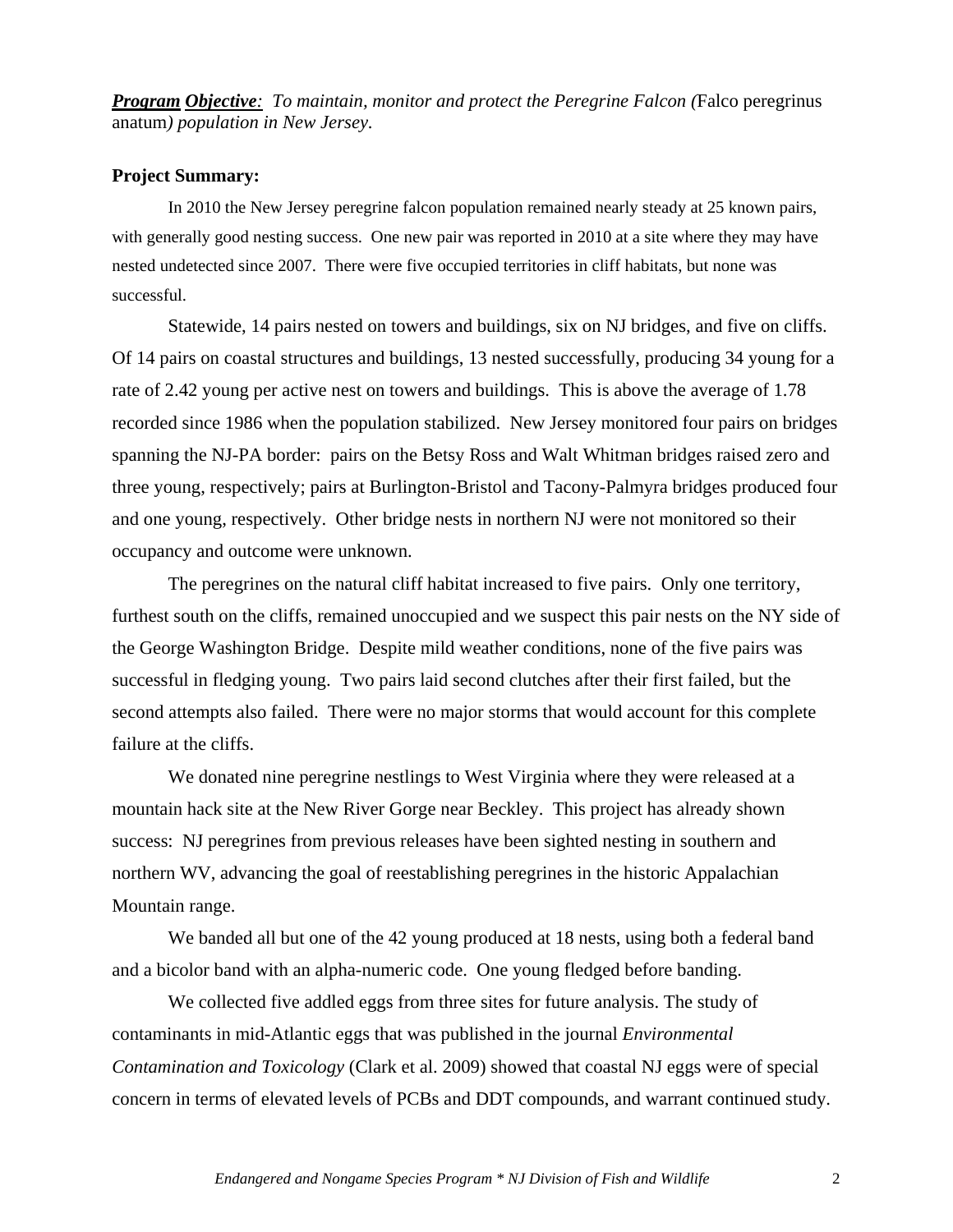***Program Objective**: To maintain, monitor and protect the Peregrine Falcon (*Falco peregrinus anatum*) population in New Jersey.*

**Project Summary:**

In 2010 the New Jersey peregrine falcon population remained nearly steady at 25 known pairs, with generally good nesting success. One new pair was reported in 2010 at a site where they may have nested undetected since 2007. There were five occupied territories in cliff habitats, but none was successful.

Statewide, 14 pairs nested on towers and buildings, six on NJ bridges, and five on cliffs. Of 14 pairs on coastal structures and buildings, 13 nested successfully, producing 34 young for a rate of 2.42 young per active nest on towers and buildings. This is above the average of 1.78 recorded since 1986 when the population stabilized. New Jersey monitored four pairs on bridges spanning the NJ-PA border: pairs on the Betsy Ross and Walt Whitman bridges raised zero and three young, respectively; pairs at Burlington-Bristol and Tacony-Palmyra bridges produced four and one young, respectively. Other bridge nests in northern NJ were not monitored so their occupancy and outcome were unknown.

The peregrines on the natural cliff habitat increased to five pairs. Only one territory, furthest south on the cliffs, remained unoccupied and we suspect this pair nests on the NY side of the George Washington Bridge. Despite mild weather conditions, none of the five pairs was successful in fledging young. Two pairs laid second clutches after their first failed, but the second attempts also failed. There were no major storms that would account for this complete failure at the cliffs.

We donated nine peregrine nestlings to West Virginia where they were released at a mountain hack site at the New River Gorge near Beckley. This project has already shown success: NJ peregrines from previous releases have been sighted nesting in southern and northern WV, advancing the goal of reestablishing peregrines in the historic Appalachian Mountain range.

We banded all but one of the 42 young produced at 18 nests, using both a federal band and a bicolor band with an alpha-numeric code. One young fledged before banding.

We collected five addled eggs from three sites for future analysis. The study of contaminants in mid-Atlantic eggs that was published in the journal *Environmental Contamination and Toxicology* (Clark et al. 2009) showed that coastal NJ eggs were of special concern in terms of elevated levels of PCBs and DDT compounds, and warrant continued study.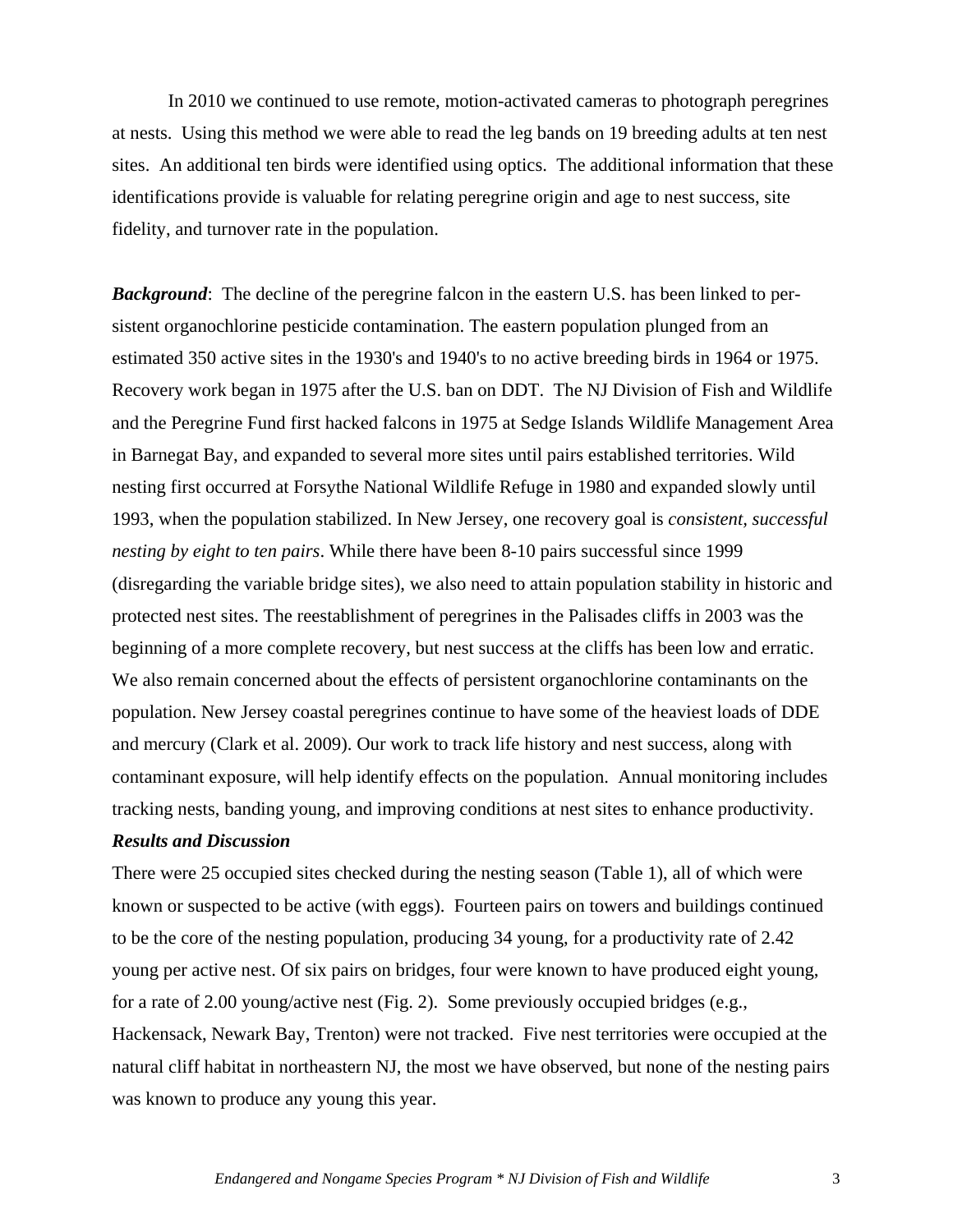In 2010 we continued to use remote, motion-activated cameras to photograph peregrines at nests. Using this method we were able to read the leg bands on 19 breeding adults at ten nest sites. An additional ten birds were identified using optics. The additional information that these identifications provide is valuable for relating peregrine origin and age to nest success, site fidelity, and turnover rate in the population.

***Background***: The decline of the peregrine falcon in the eastern U.S. has been linked to persistent organochlorine pesticide contamination. The eastern population plunged from an estimated 350 active sites in the 1930's and 1940's to no active breeding birds in 1964 or 1975. Recovery work began in 1975 after the U.S. ban on DDT. The NJ Division of Fish and Wildlife and the Peregrine Fund first hacked falcons in 1975 at Sedge Islands Wildlife Management Area in Barnegat Bay, and expanded to several more sites until pairs established territories. Wild nesting first occurred at Forsythe National Wildlife Refuge in 1980 and expanded slowly until 1993, when the population stabilized. In New Jersey, one recovery goal is *consistent, successful nesting by eight to ten pairs*. While there have been 8-10 pairs successful since 1999 (disregarding the variable bridge sites), we also need to attain population stability in historic and protected nest sites. The reestablishment of peregrines in the Palisades cliffs in 2003 was the beginning of a more complete recovery, but nest success at the cliffs has been low and erratic. We also remain concerned about the effects of persistent organochlorine contaminants on the population. New Jersey coastal peregrines continue to have some of the heaviest loads of DDE and mercury (Clark et al. 2009). Our work to track life history and nest success, along with contaminant exposure, will help identify effects on the population. Annual monitoring includes tracking nests, banding young, and improving conditions at nest sites to enhance productivity.

***Results and Discussion***

There were 25 occupied sites checked during the nesting season (Table 1), all of which were known or suspected to be active (with eggs). Fourteen pairs on towers and buildings continued to be the core of the nesting population, producing 34 young, for a productivity rate of 2.42 young per active nest. Of six pairs on bridges, four were known to have produced eight young, for a rate of 2.00 young/active nest (Fig. 2). Some previously occupied bridges (e.g., Hackensack, Newark Bay, Trenton) were not tracked. Five nest territories were occupied at the natural cliff habitat in northeastern NJ, the most we have observed, but none of the nesting pairs was known to produce any young this year.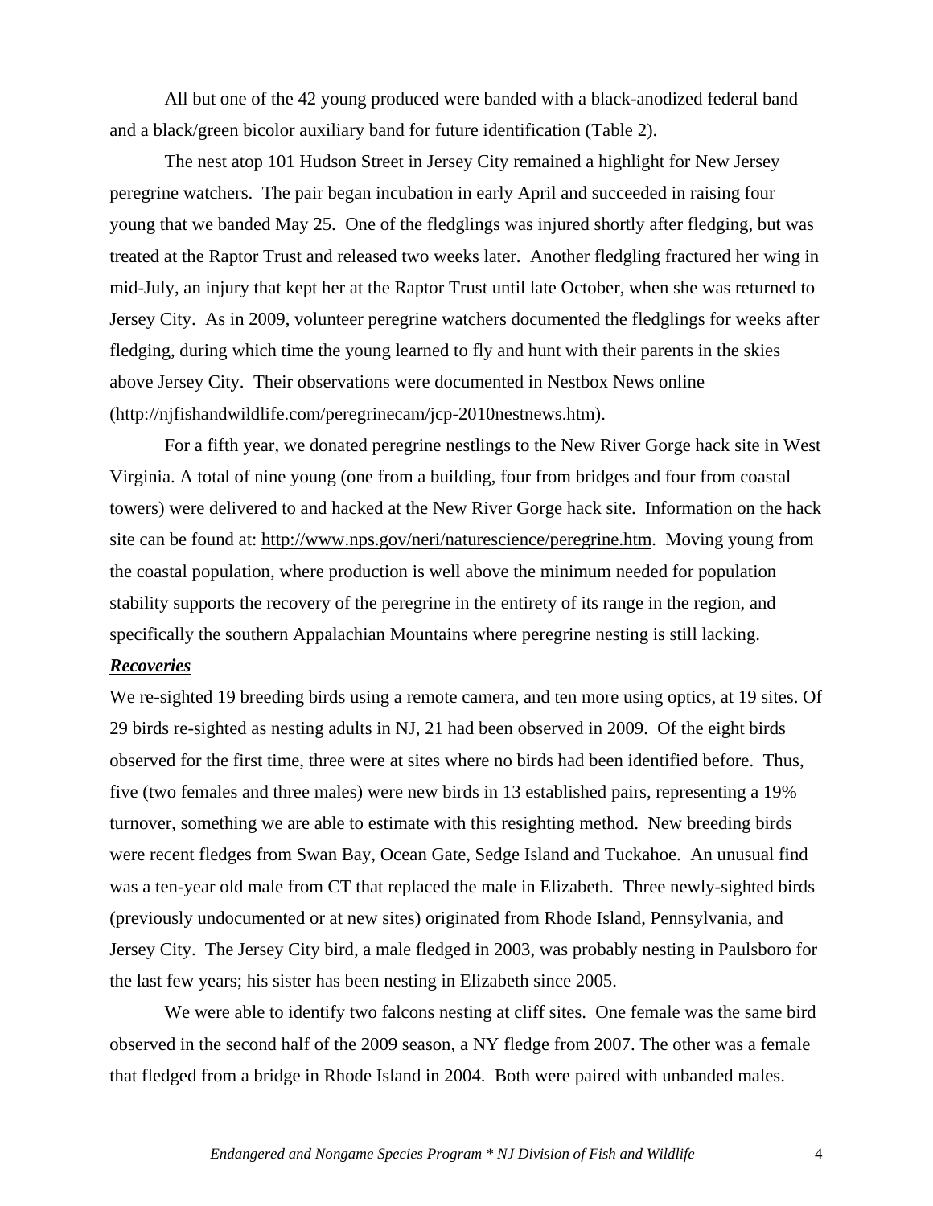All but one of the 42 young produced were banded with a black-anodized federal band and a black/green bicolor auxiliary band for future identification (Table 2).

The nest atop 101 Hudson Street in Jersey City remained a highlight for New Jersey peregrine watchers. The pair began incubation in early April and succeeded in raising four young that we banded May 25. One of the fledglings was injured shortly after fledging, but was treated at the Raptor Trust and released two weeks later. Another fledgling fractured her wing in mid-July, an injury that kept her at the Raptor Trust until late October, when she was returned to Jersey City. As in 2009, volunteer peregrine watchers documented the fledglings for weeks after fledging, during which time the young learned to fly and hunt with their parents in the skies above Jersey City. Their observations were documented in Nestbox News online (http://njfishandwildlife.com/peregrinecam/jcp-2010nestnews.htm).

For a fifth year, we donated peregrine nestlings to the New River Gorge hack site in West Virginia. A total of nine young (one from a building, four from bridges and four from coastal towers) were delivered to and hacked at the New River Gorge hack site. Information on the hack site can be found at: http://www.nps.gov/neri/naturescience/peregrine.htm. Moving young from the coastal population, where production is well above the minimum needed for population stability supports the recovery of the peregrine in the entirety of its range in the region, and specifically the southern Appalachian Mountains where peregrine nesting is still lacking.

***Recoveries***

We re-sighted 19 breeding birds using a remote camera, and ten more using optics, at 19 sites. Of 29 birds re-sighted as nesting adults in NJ, 21 had been observed in 2009. Of the eight birds observed for the first time, three were at sites where no birds had been identified before. Thus, five (two females and three males) were new birds in 13 established pairs, representing a 19% turnover, something we are able to estimate with this resighting method. New breeding birds were recent fledges from Swan Bay, Ocean Gate, Sedge Island and Tuckahoe. An unusual find was a ten-year old male from CT that replaced the male in Elizabeth. Three newly-sighted birds (previously undocumented or at new sites) originated from Rhode Island, Pennsylvania, and Jersey City. The Jersey City bird, a male fledged in 2003, was probably nesting in Paulsboro for the last few years; his sister has been nesting in Elizabeth since 2005.

We were able to identify two falcons nesting at cliff sites. One female was the same bird observed in the second half of the 2009 season, a NY fledge from 2007. The other was a female that fledged from a bridge in Rhode Island in 2004. Both were paired with unbanded males.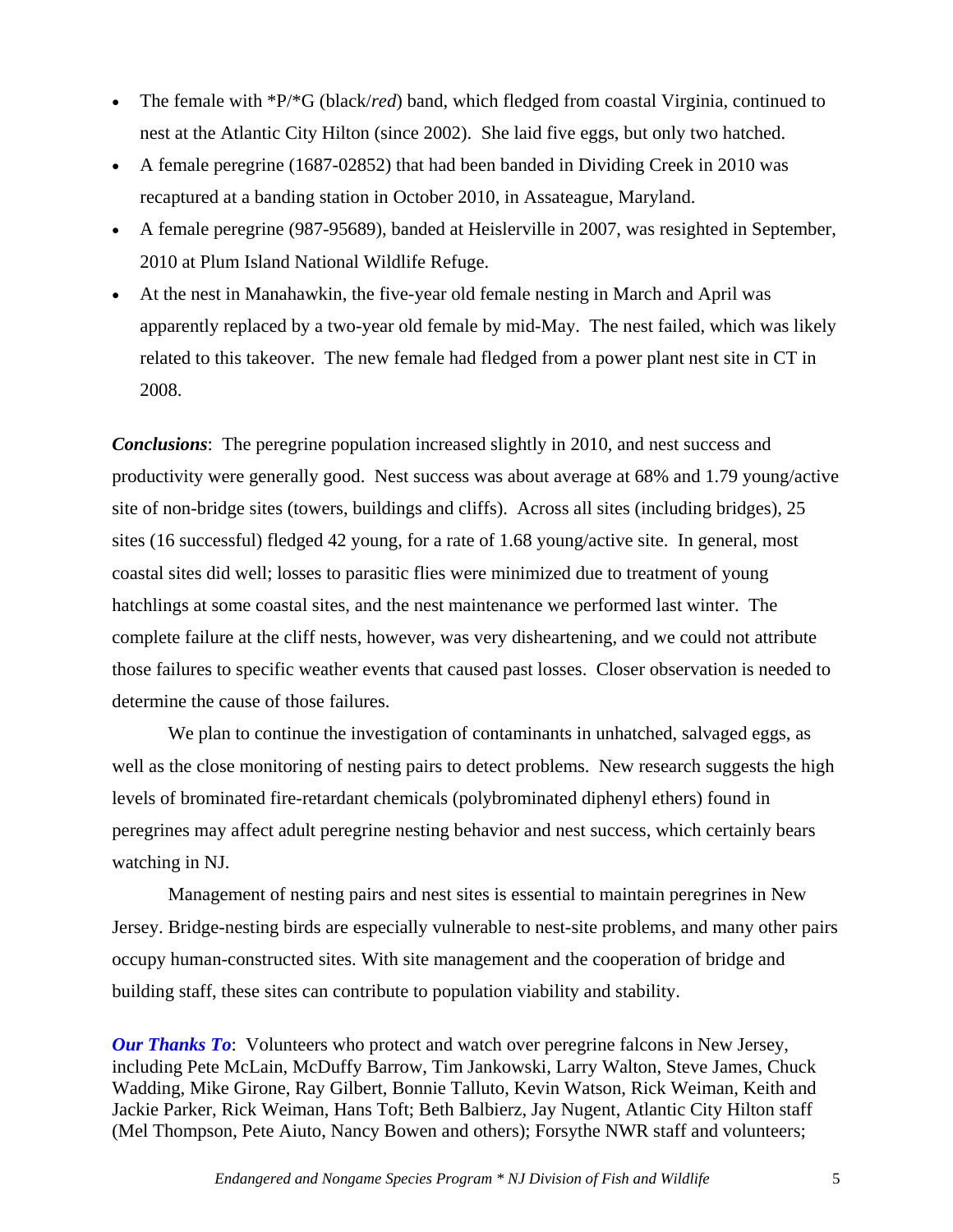- The female with *P/*G (black/*red*) band, which fledged from coastal Virginia, continued to nest at the Atlantic City Hilton (since 2002). She laid five eggs, but only two hatched.
- A female peregrine (1687-02852) that had been banded in Dividing Creek in 2010 was recaptured at a banding station in October 2010, in Assateague, Maryland.
- A female peregrine (987-95689), banded at Heislerville in 2007, was resighted in September, 2010 at Plum Island National Wildlife Refuge.
- At the nest in Manahawkin, the five-year old female nesting in March and April was apparently replaced by a two-year old female by mid-May. The nest failed, which was likely related to this takeover. The new female had fledged from a power plant nest site in CT in 2008.

***Conclusions***: The peregrine population increased slightly in 2010, and nest success and productivity were generally good. Nest success was about average at 68% and 1.79 young/active site of non-bridge sites (towers, buildings and cliffs). Across all sites (including bridges), 25 sites (16 successful) fledged 42 young, for a rate of 1.68 young/active site. In general, most coastal sites did well; losses to parasitic flies were minimized due to treatment of young hatchlings at some coastal sites, and the nest maintenance we performed last winter. The complete failure at the cliff nests, however, was very disheartening, and we could not attribute those failures to specific weather events that caused past losses. Closer observation is needed to determine the cause of those failures.

We plan to continue the investigation of contaminants in unhatched, salvaged eggs, as well as the close monitoring of nesting pairs to detect problems. New research suggests the high levels of brominated fire-retardant chemicals (polybrominated diphenyl ethers) found in peregrines may affect adult peregrine nesting behavior and nest success, which certainly bears watching in NJ.

Management of nesting pairs and nest sites is essential to maintain peregrines in New Jersey. Bridge-nesting birds are especially vulnerable to nest-site problems, and many other pairs occupy human-constructed sites. With site management and the cooperation of bridge and building staff, these sites can contribute to population viability and stability.

***Our Thanks To***: Volunteers who protect and watch over peregrine falcons in New Jersey, including Pete McLain, McDuffy Barrow, Tim Jankowski, Larry Walton, Steve James, Chuck Wadding, Mike Girone, Ray Gilbert, Bonnie Talluto, Kevin Watson, Rick Weiman, Keith and Jackie Parker, Rick Weiman, Hans Toft; Beth Balbierz, Jay Nugent, Atlantic City Hilton staff (Mel Thompson, Pete Aiuto, Nancy Bowen and others); Forsythe NWR staff and volunteers;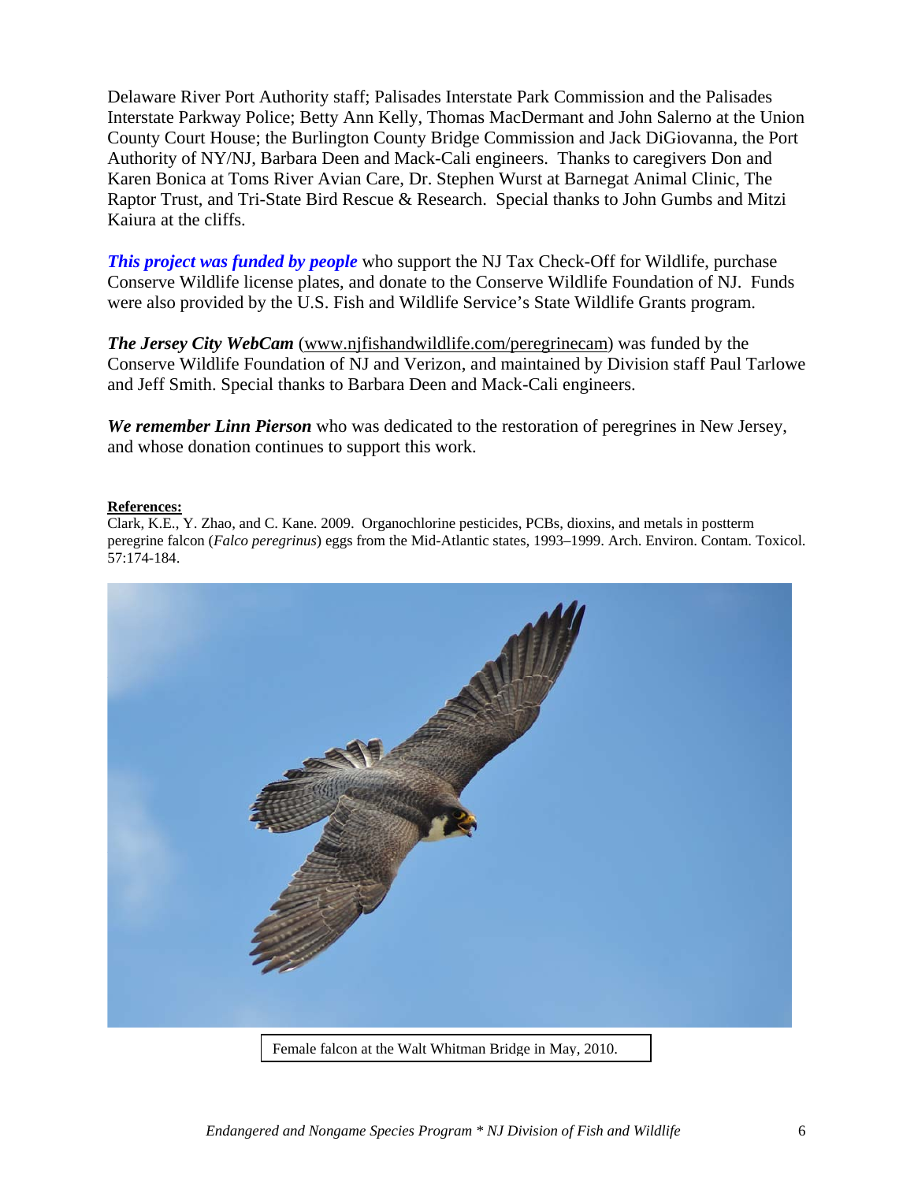Delaware River Port Authority staff; Palisades Interstate Park Commission and the Palisades Interstate Parkway Police; Betty Ann Kelly, Thomas MacDermant and John Salerno at the Union County Court House; the Burlington County Bridge Commission and Jack DiGiovanna, the Port Authority of NY/NJ, Barbara Deen and Mack-Cali engineers. Thanks to caregivers Don and Karen Bonica at Toms River Avian Care, Dr. Stephen Wurst at Barnegat Animal Clinic, The Raptor Trust, and Tri-State Bird Rescue & Research. Special thanks to John Gumbs and Mitzi Kaiura at the cliffs.

***This project was funded by people*** who support the NJ Tax Check-Off for Wildlife, purchase Conserve Wildlife license plates, and donate to the Conserve Wildlife Foundation of NJ. Funds were also provided by the U.S. Fish and Wildlife Service's State Wildlife Grants program.

***The Jersey City WebCam*** (www.njfishandwildlife.com/peregrinecam) was funded by the Conserve Wildlife Foundation of NJ and Verizon, and maintained by Division staff Paul Tarlowe and Jeff Smith. Special thanks to Barbara Deen and Mack-Cali engineers.

***We remember Linn Pierson*** who was dedicated to the restoration of peregrines in New Jersey, and whose donation continues to support this work.

**References:**

Clark, K.E., Y. Zhao, and C. Kane. 2009. Organochlorine pesticides, PCBs, dioxins, and metals in postterm peregrine falcon (*Falco peregrinus*) eggs from the Mid-Atlantic states, 1993–1999. Arch. Environ. Contam. Toxicol. 57:174-184.

Female falcon at the Walt Whitman Bridge in May, 2010.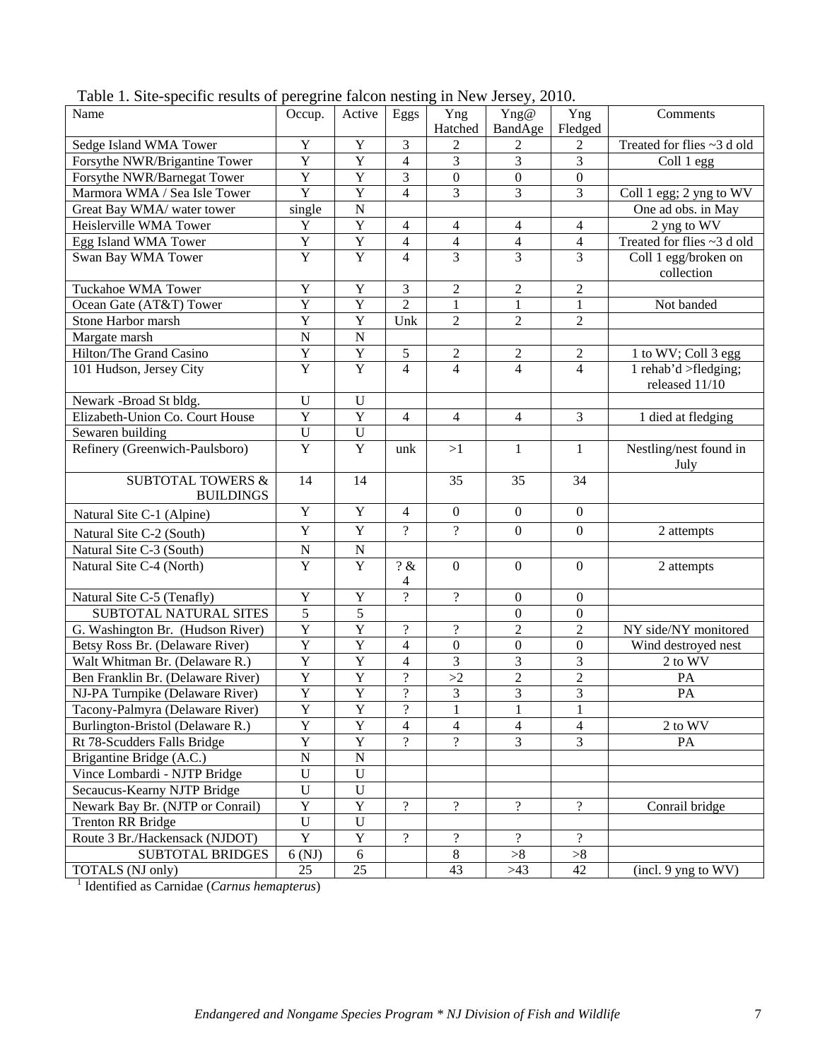Table 1. Site-specific results of peregrine falcon nesting in New Jersey, 2010.

| Name | Occup. | Active | Eggs | Yng Hatched | Yng@ BandAge | Yng Fledged | Comments |
|---|---|---|---|---|---|---|---|
| Sedge Island WMA Tower | Y | Y | 3 | 2 | 2 | 2 | Treated for flies ~3 d old |
| Forsythe NWR/Brigantine Tower | Y | Y | 4 | 3 | 3 | 3 | Coll 1 egg |
| Forsythe NWR/Barnegat Tower | Y | Y | 3 | 0 | 0 | 0 | |
| Marmora WMA / Sea Isle Tower | Y | Y | 4 | 3 | 3 | 3 | Coll 1 egg; 2 yng to WV |
| Great Bay WMA/ water tower | single | N | | | | | One ad obs. in May |
| Heislerville WMA Tower | Y | Y | 4 | 4 | 4 | 4 | 2 yng to WV |
| Egg Island WMA Tower | Y | Y | 4 | 4 | 4 | 4 | Treated for flies ~3 d old |
| Swan Bay WMA Tower | Y | Y | 4 | 3 | 3 | 3 | Coll 1 egg/broken on collection |
| Tuckahoe WMA Tower | Y | Y | 3 | 2 | 2 | 2 | |
| Ocean Gate (AT&T) Tower | Y | Y | 2 | 1 | 1 | 1 | Not banded |
| Stone Harbor marsh | Y | Y | Unk | 2 | 2 | 2 | |
| Margate marsh | N | N | | | | | |
| Hilton/The Grand Casino | Y | Y | 5 | 2 | 2 | 2 | 1 to WV; Coll 3 egg |
| 101 Hudson, Jersey City | Y | Y | 4 | 4 | 4 | 4 | 1 rehab'd >fledging; released 11/10 |
| Newark -Broad St bldg. | U | U | | | | | |
| Elizabeth-Union Co. Court House | Y | Y | 4 | 4 | 4 | 3 | 1 died at fledging |
| Sewaren building | U | U | | | | | |
| Refinery (Greenwich-Paulsboro) | Y | Y | unk | >1 | 1 | 1 | Nestling/nest found in July |
| SUBTOTAL TOWERS & BUILDINGS | 14 | 14 | | 35 | 35 | 34 | |
| Natural Site C-1 (Alpine) | Y | Y | 4 | 0 | 0 | 0 | |
| Natural Site C-2 (South) | Y | Y | ? | ? | 0 | 0 | 2 attempts |
| Natural Site C-3 (South) | N | N | | | | | |
| Natural Site C-4 (North) | Y | Y | ? & 4 | 0 | 0 | 0 | 2 attempts |
| Natural Site C-5 (Tenafly) | Y | Y | ? | ? | 0 | 0 | |
| SUBTOTAL NATURAL SITES | 5 | 5 | | | 0 | 0 | |
| G. Washington Br. (Hudson River) | Y | Y | ? | ? | 2 | 2 | NY side/NY monitored |
| Betsy Ross Br. (Delaware River) | Y | Y | 4 | 0 | 0 | 0 | Wind destroyed nest |
| Walt Whitman Br. (Delaware R.) | Y | Y | 4 | 3 | 3 | 3 | 2 to WV |
| Ben Franklin Br. (Delaware River) | Y | Y | ? | >2 | 2 | 2 | PA |
| NJ-PA Turnpike (Delaware River) | Y | Y | ? | 3 | 3 | 3 | PA |
| Tacony-Palmyra (Delaware River) | Y | Y | ? | 1 | 1 | 1 | |
| Burlington-Bristol (Delaware R.) | Y | Y | 4 | 4 | 4 | 4 | 2 to WV |
| Rt 78-Scudders Falls Bridge | Y | Y | ? | ? | 3 | 3 | PA |
| Brigantine Bridge (A.C.) | N | N | | | | | |
| Vince Lombardi - NJTP Bridge | U | U | | | | | |
| Secaucus-Kearny NJTP Bridge | U | U | | | | | |
| Newark Bay Br. (NJTP or Conrail) | Y | Y | ? | ? | ? | ? | Conrail bridge |
| Trenton RR Bridge | U | U | | | | | |
| Route 3 Br./Hackensack (NJDOT) | Y | Y | ? | ? | ? | ? | |
| SUBTOTAL BRIDGES | 6 (NJ) | 6 | | 8 | >8 | >8 | |
| TOTALS (NJ only) | 25 | 25 | | 43 | >43 | 42 | (incl. 9 yng to WV) |

[1] Identified as Carnidae (*Carnus hemapterus*)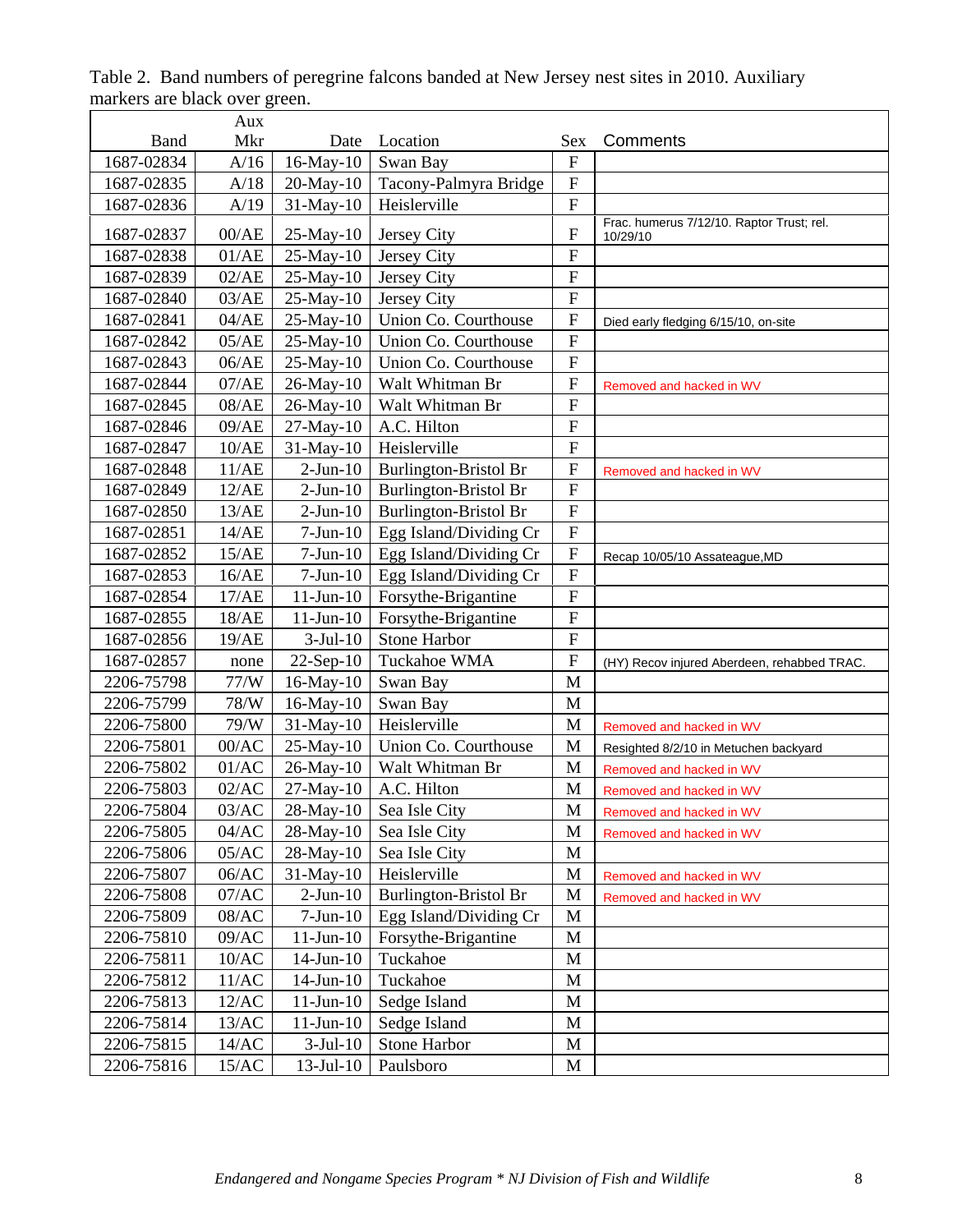Table 2. Band numbers of peregrine falcons banded at New Jersey nest sites in 2010. Auxiliary markers are black over green.

| Band | Aux Mkr | Date | Location | Sex | Comments |
|---|---|---|---|---|---|
| 1687-02834 | A/16 | 16-May-10 | Swan Bay | F | |
| 1687-02835 | A/18 | 20-May-10 | Tacony-Palmyra Bridge | F | |
| 1687-02836 | A/19 | 31-May-10 | Heislerville | F | |
| 1687-02837 | 00/AE | 25-May-10 | Jersey City | F | Frac. humerus 7/12/10. Raptor Trust; rel. 10/29/10 |
| 1687-02838 | 01/AE | 25-May-10 | Jersey City | F | |
| 1687-02839 | 02/AE | 25-May-10 | Jersey City | F | |
| 1687-02840 | 03/AE | 25-May-10 | Jersey City | F | |
| 1687-02841 | 04/AE | 25-May-10 | Union Co. Courthouse | F | Died early fledging 6/15/10, on-site |
| 1687-02842 | 05/AE | 25-May-10 | Union Co. Courthouse | F | |
| 1687-02843 | 06/AE | 25-May-10 | Union Co. Courthouse | F | |
| 1687-02844 | 07/AE | 26-May-10 | Walt Whitman Br | F | Removed and hacked in WV |
| 1687-02845 | 08/AE | 26-May-10 | Walt Whitman Br | F | |
| 1687-02846 | 09/AE | 27-May-10 | A.C. Hilton | F | |
| 1687-02847 | 10/AE | 31-May-10 | Heislerville | F | |
| 1687-02848 | 11/AE | 2-Jun-10 | Burlington-Bristol Br | F | Removed and hacked in WV |
| 1687-02849 | 12/AE | 2-Jun-10 | Burlington-Bristol Br | F | |
| 1687-02850 | 13/AE | 2-Jun-10 | Burlington-Bristol Br | F | |
| 1687-02851 | 14/AE | 7-Jun-10 | Egg Island/Dividing Cr | F | |
| 1687-02852 | 15/AE | 7-Jun-10 | Egg Island/Dividing Cr | F | Recap 10/05/10 Assateague,MD |
| 1687-02853 | 16/AE | 7-Jun-10 | Egg Island/Dividing Cr | F | |
| 1687-02854 | 17/AE | 11-Jun-10 | Forsythe-Brigantine | F | |
| 1687-02855 | 18/AE | 11-Jun-10 | Forsythe-Brigantine | F | |
| 1687-02856 | 19/AE | 3-Jul-10 | Stone Harbor | F | |
| 1687-02857 | none | 22-Sep-10 | Tuckahoe WMA | F | (HY) Recov injured Aberdeen, rehabbed TRAC. |
| 2206-75798 | 77/W | 16-May-10 | Swan Bay | M | |
| 2206-75799 | 78/W | 16-May-10 | Swan Bay | M | |
| 2206-75800 | 79/W | 31-May-10 | Heislerville | M | Removed and hacked in WV |
| 2206-75801 | 00/AC | 25-May-10 | Union Co. Courthouse | M | Resighted 8/2/10 in Metuchen backyard |
| 2206-75802 | 01/AC | 26-May-10 | Walt Whitman Br | M | Removed and hacked in WV |
| 2206-75803 | 02/AC | 27-May-10 | A.C. Hilton | M | Removed and hacked in WV |
| 2206-75804 | 03/AC | 28-May-10 | Sea Isle City | M | Removed and hacked in WV |
| 2206-75805 | 04/AC | 28-May-10 | Sea Isle City | M | Removed and hacked in WV |
| 2206-75806 | 05/AC | 28-May-10 | Sea Isle City | M | |
| 2206-75807 | 06/AC | 31-May-10 | Heislerville | M | Removed and hacked in WV |
| 2206-75808 | 07/AC | 2-Jun-10 | Burlington-Bristol Br | M | Removed and hacked in WV |
| 2206-75809 | 08/AC | 7-Jun-10 | Egg Island/Dividing Cr | M | |
| 2206-75810 | 09/AC | 11-Jun-10 | Forsythe-Brigantine | M | |
| 2206-75811 | 10/AC | 14-Jun-10 | Tuckahoe | M | |
| 2206-75812 | 11/AC | 14-Jun-10 | Tuckahoe | M | |
| 2206-75813 | 12/AC | 11-Jun-10 | Sedge Island | M | |
| 2206-75814 | 13/AC | 11-Jun-10 | Sedge Island | M | |
| 2206-75815 | 14/AC | 3-Jul-10 | Stone Harbor | M | |
| 2206-75816 | 15/AC | 13-Jul-10 | Paulsboro | M | |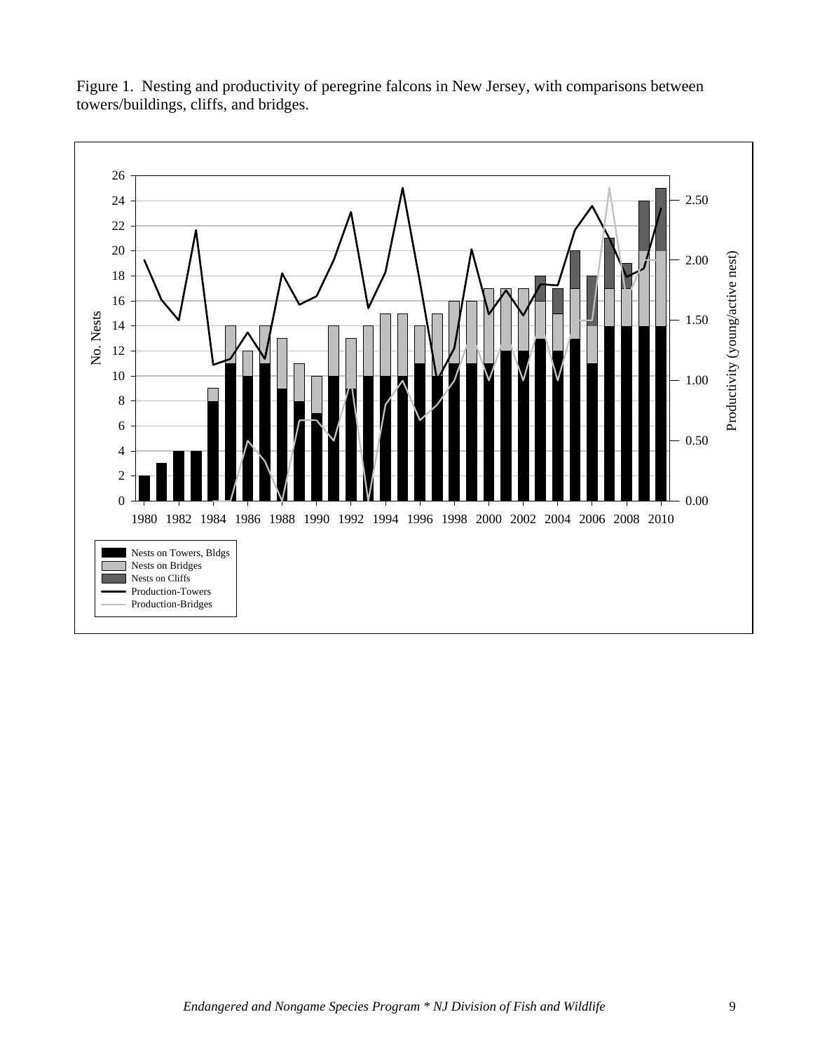Figure 1. Nesting and productivity of peregrine falcons in New Jersey, with comparisons between towers/buildings, cliffs, and bridges.

No. Nests

26
24
22
20
18
16
14
12
10
8
6
4
2
0

1980 1982 1984 1986 1988 1990 1992 1994 1996 1998 2000 2002 2004 2006 2008 2010

Productivity (young/active nest)

2.50
2.00
1.50
1.00
0.50
0.00

Nests on Towers, Bldgs
Nests on Bridges
Nests on Cliffs
Production-Towers
Production-Bridges